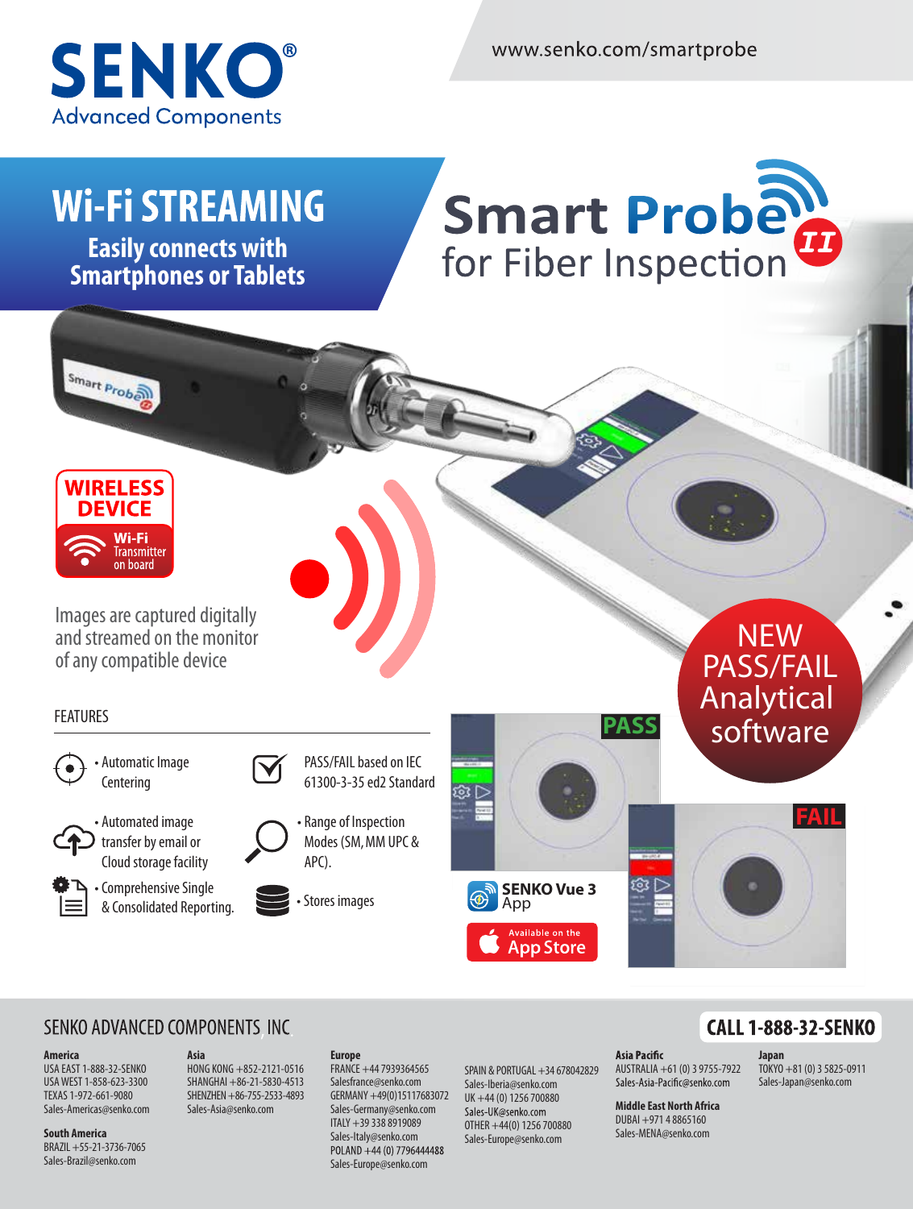# SENKO® Advanced Components

www.senko.com/smartprobe

## Wi-Fi STREAMING

**Easily connects with Smartphones or Tablets**

# Smart Probe II for Fiber Inspection

**WIRELESS DEVICE**

Wi-Fi Transmitter on board

Images are captured digitally and streamed on the monitor of any compatible device

NEW PASS/FAIL Analytical software

PASS

FAIL

### FEATURES

- Automatic Image Centering
- PASS/FAIL based on IEC 61300-3-35 ed2 Standard
- Automated image transfer by email or Cloud storage facility
- Range of Inspection Modes (SM, MM UPC & APC).
- Comprehensive Single & Consolidated Reporting.
- Stores images

SENKO Vue 3 App

Available on the App Store

## SENKO ADVANCED COMPONENTS, INC

**CALL 1-888-32-SENKO**

**America**
USA EAST 1-888-32-SENKO
USA WEST 1-858-623-3300
TEXAS 1-972-661-9080
Sales-Americas@senko.com

**South America**
BRAZIL +55-21-3736-7065
Sales-Brazil@senko.com

**Asia**
HONG KONG +852-2121-0516
SHANGHAI +86-21-5830-4513
SHENZHEN +86-755-2533-4893
Sales-Asia@senko.com

**Europe**
FRANCE +44 7939364565
Salesfrance@senko.com
GERMANY +49(0)15117683072
Sales-Germany@senko.com
ITALY +39 338 8919089
Sales-Italy@senko.com
POLAND +44 (0) 7796444488
Sales-Europe@senko.com

SPAIN & PORTUGAL +34 678042829
Sales-Iberia@senko.com
UK +44 (0) 1256 700880
Sales-UK@senko.com
OTHER +44(0) 1256 700880
Sales-Europe@senko.com

**Asia Pacific**
AUSTRALIA +61 (0) 3 9755-7922
Sales-Asia-Pacific@senko.com

**Middle East North Africa**
DUBAI +971 4 8865160
Sales-MENA@senko.com

**Japan**
TOKYO +81 (0) 3 5825-0911
Sales-Japan@senko.com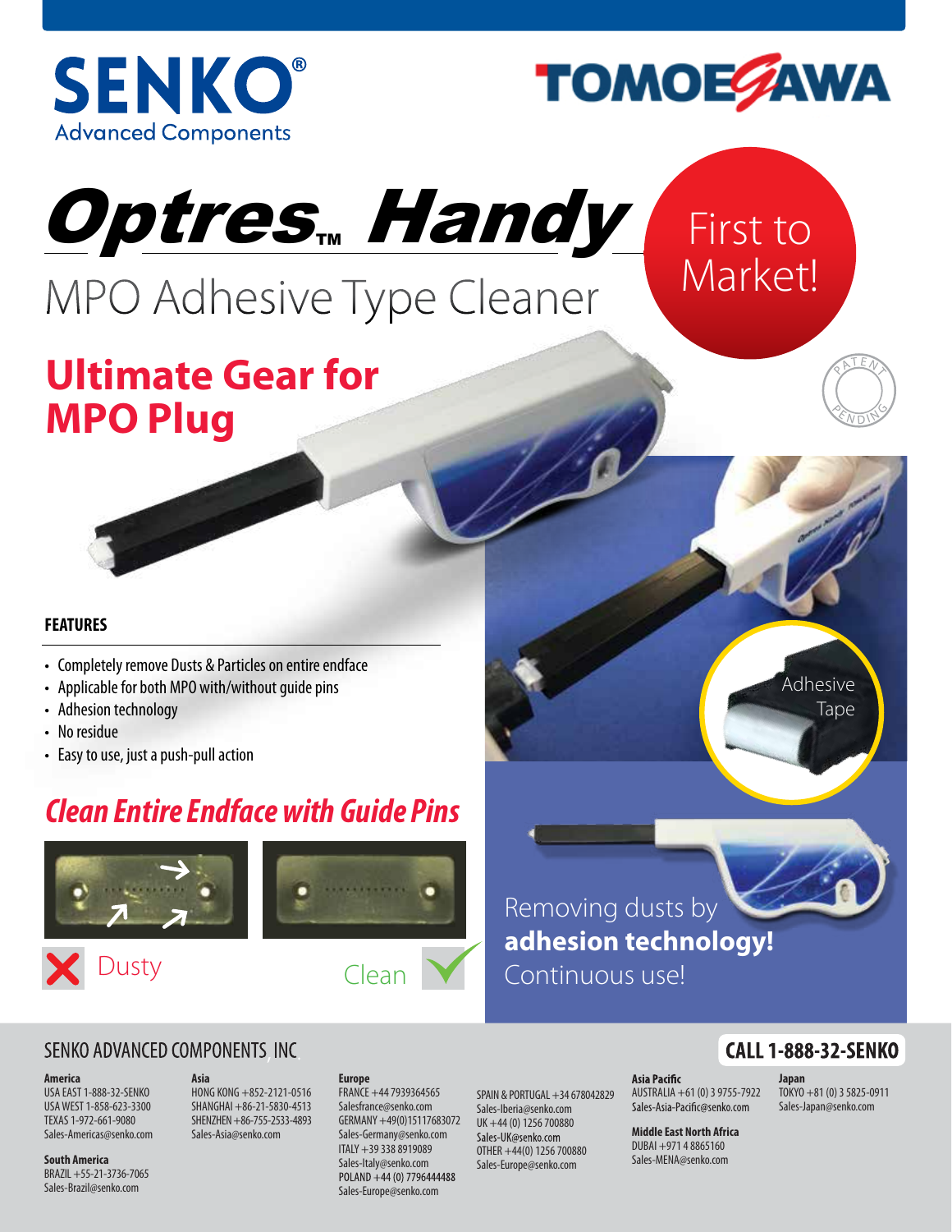SENKO®
Advanced Components

TOMOEGAWA

# Optres™ Handy

## MPO Adhesive Type Cleaner

First to Market!

PATENT PENDING

## Ultimate Gear for MPO Plug

### FEATURES

- Completely remove Dusts & Particles on entire endface
- Applicable for both MPO with/without guide pins
- Adhesion technology
- No residue
- Easy to use, just a push-pull action

Adhesive Tape

## *Clean Entire Endface with Guide Pins*

Dusty

Clean

Removing dusts by **adhesion technology!** Continuous use!

SENKO ADVANCED COMPONENTS, INC.

**CALL 1-888-32-SENKO**

**America**
USA EAST 1-888-32-SENKO
USA WEST 1-858-623-3300
TEXAS 1-972-661-9080
Sales-Americas@senko.com

**South America**
BRAZIL +55-21-3736-7065
Sales-Brazil@senko.com

**Asia**
HONG KONG +852-2121-0516
SHANGHAI +86-21-5830-4513
SHENZHEN +86-755-2533-4893
Sales-Asia@senko.com

**Europe**
FRANCE +44 7939364565
Salesfrance@senko.com
GERMANY +49(0)15117683072
Sales-Germany@senko.com
ITALY +39 338 8919089
Sales-Italy@senko.com
POLAND +44 (0) 7796444488
Sales-Europe@senko.com

SPAIN & PORTUGAL +34 678042829
Sales-Iberia@senko.com
UK +44 (0) 1256 700880
Sales-UK@senko.com
OTHER +44(0) 1256 700880
Sales-Europe@senko.com

**Asia Pacific**
AUSTRALIA +61 (0) 3 9755-7922
Sales-Asia-Pacific@senko.com

**Middle East North Africa**
DUBAI +971 4 8865160
Sales-MENA@senko.com

**Japan**
TOKYO +81 (0) 3 5825-0911
Sales-Japan@senko.com